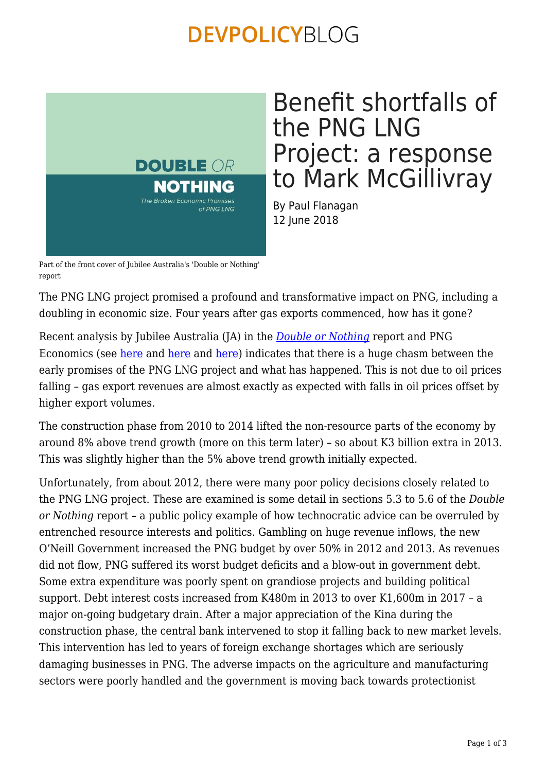# Benefit shortfalls of the PNG LNG Project: a response to Mark McGillivray

By Paul Flanagan
12 June 2018

Part of the front cover of Jubilee Australia's 'Double or Nothing' report

The PNG LNG project promised a profound and transformative impact on PNG, including a doubling in economic size. Four years after gas exports commenced, how has it gone?

Recent analysis by Jubilee Australia (JA) in the *Double or Nothing* report and PNG Economics (see here and here and here) indicates that there is a huge chasm between the early promises of the PNG LNG project and what has happened. This is not due to oil prices falling – gas export revenues are almost exactly as expected with falls in oil prices offset by higher export volumes.

The construction phase from 2010 to 2014 lifted the non-resource parts of the economy by around 8% above trend growth (more on this term later) – so about K3 billion extra in 2013. This was slightly higher than the 5% above trend growth initially expected.

Unfortunately, from about 2012, there were many poor policy decisions closely related to the PNG LNG project. These are examined is some detail in sections 5.3 to 5.6 of the *Double or Nothing* report – a public policy example of how technocratic advice can be overruled by entrenched resource interests and politics. Gambling on huge revenue inflows, the new O'Neill Government increased the PNG budget by over 50% in 2012 and 2013. As revenues did not flow, PNG suffered its worst budget deficits and a blow-out in government debt. Some extra expenditure was poorly spent on grandiose projects and building political support. Debt interest costs increased from K480m in 2013 to over K1,600m in 2017 – a major on-going budgetary drain. After a major appreciation of the Kina during the construction phase, the central bank intervened to stop it falling back to new market levels. This intervention has led to years of foreign exchange shortages which are seriously damaging businesses in PNG. The adverse impacts on the agriculture and manufacturing sectors were poorly handled and the government is moving back towards protectionist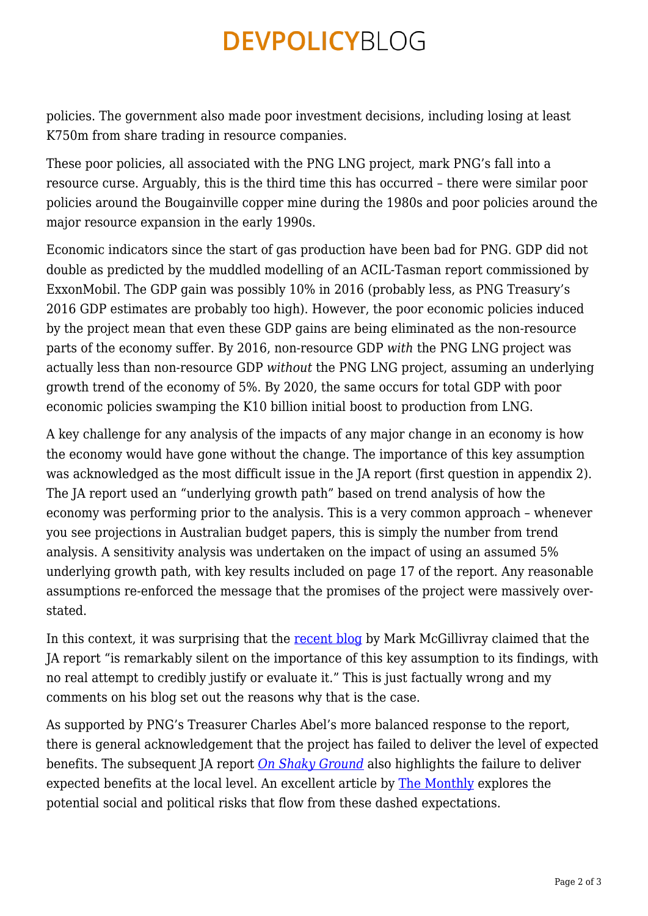policies. The government also made poor investment decisions, including losing at least K750m from share trading in resource companies.

These poor policies, all associated with the PNG LNG project, mark PNG's fall into a resource curse. Arguably, this is the third time this has occurred – there were similar poor policies around the Bougainville copper mine during the 1980s and poor policies around the major resource expansion in the early 1990s.

Economic indicators since the start of gas production have been bad for PNG. GDP did not double as predicted by the muddled modelling of an ACIL-Tasman report commissioned by ExxonMobil. The GDP gain was possibly 10% in 2016 (probably less, as PNG Treasury's 2016 GDP estimates are probably too high). However, the poor economic policies induced by the project mean that even these GDP gains are being eliminated as the non-resource parts of the economy suffer. By 2016, non-resource GDP *with* the PNG LNG project was actually less than non-resource GDP *without* the PNG LNG project, assuming an underlying growth trend of the economy of 5%. By 2020, the same occurs for total GDP with poor economic policies swamping the K10 billion initial boost to production from LNG.

A key challenge for any analysis of the impacts of any major change in an economy is how the economy would have gone without the change. The importance of this key assumption was acknowledged as the most difficult issue in the JA report (first question in appendix 2). The JA report used an "underlying growth path" based on trend analysis of how the economy was performing prior to the analysis. This is a very common approach – whenever you see projections in Australian budget papers, this is simply the number from trend analysis. A sensitivity analysis was undertaken on the impact of using an assumed 5% underlying growth path, with key results included on page 17 of the report. Any reasonable assumptions re-enforced the message that the promises of the project were massively over-stated.

In this context, it was surprising that the recent blog by Mark McGillivray claimed that the JA report "is remarkably silent on the importance of this key assumption to its findings, with no real attempt to credibly justify or evaluate it." This is just factually wrong and my comments on his blog set out the reasons why that is the case.

As supported by PNG's Treasurer Charles Abel's more balanced response to the report, there is general acknowledgement that the project has failed to deliver the level of expected benefits. The subsequent JA report *On Shaky Ground* also highlights the failure to deliver expected benefits at the local level. An excellent article by The Monthly explores the potential social and political risks that flow from these dashed expectations.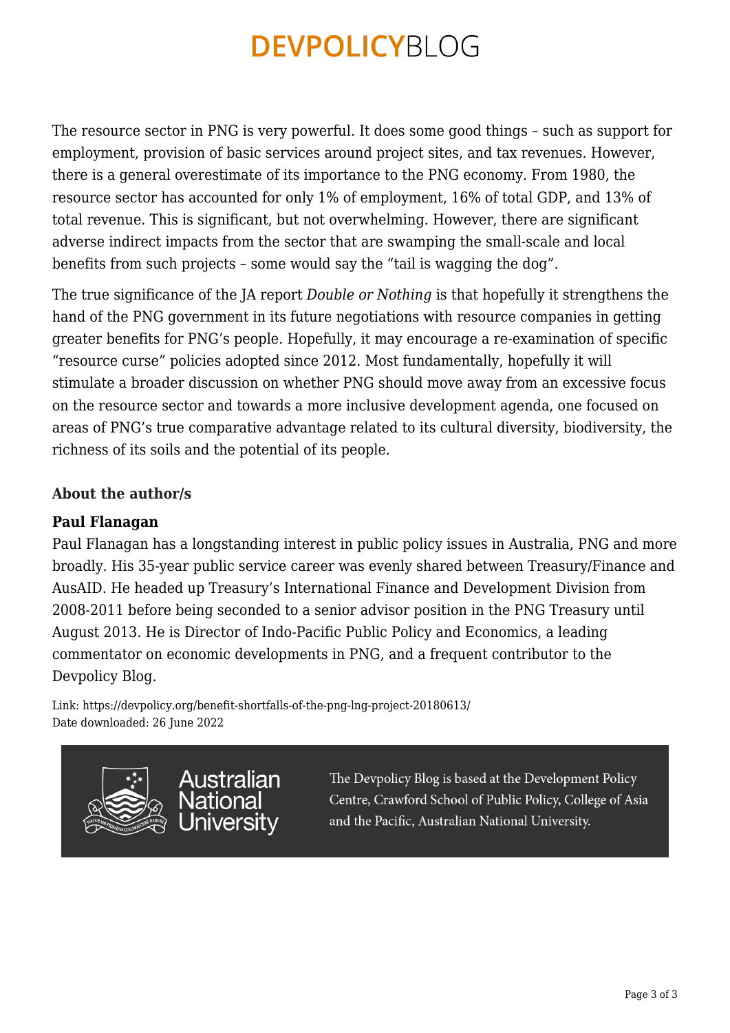The resource sector in PNG is very powerful. It does some good things – such as support for employment, provision of basic services around project sites, and tax revenues. However, there is a general overestimate of its importance to the PNG economy. From 1980, the resource sector has accounted for only 1% of employment, 16% of total GDP, and 13% of total revenue. This is significant, but not overwhelming. However, there are significant adverse indirect impacts from the sector that are swamping the small-scale and local benefits from such projects – some would say the "tail is wagging the dog".

The true significance of the JA report *Double or Nothing* is that hopefully it strengthens the hand of the PNG government in its future negotiations with resource companies in getting greater benefits for PNG's people. Hopefully, it may encourage a re-examination of specific "resource curse" policies adopted since 2012. Most fundamentally, hopefully it will stimulate a broader discussion on whether PNG should move away from an excessive focus on the resource sector and towards a more inclusive development agenda, one focused on areas of PNG's true comparative advantage related to its cultural diversity, biodiversity, the richness of its soils and the potential of its people.

**About the author/s**

**Paul Flanagan**
Paul Flanagan has a longstanding interest in public policy issues in Australia, PNG and more broadly. His 35-year public service career was evenly shared between Treasury/Finance and AusAID. He headed up Treasury's International Finance and Development Division from 2008-2011 before being seconded to a senior advisor position in the PNG Treasury until August 2013. He is Director of Indo-Pacific Public Policy and Economics, a leading commentator on economic developments in PNG, and a frequent contributor to the Devpolicy Blog.

Link: https://devpolicy.org/benefit-shortfalls-of-the-png-lng-project-20180613/
Date downloaded: 26 June 2022

Australian National University

The Devpolicy Blog is based at the Development Policy Centre, Crawford School of Public Policy, College of Asia and the Pacific, Australian National University.